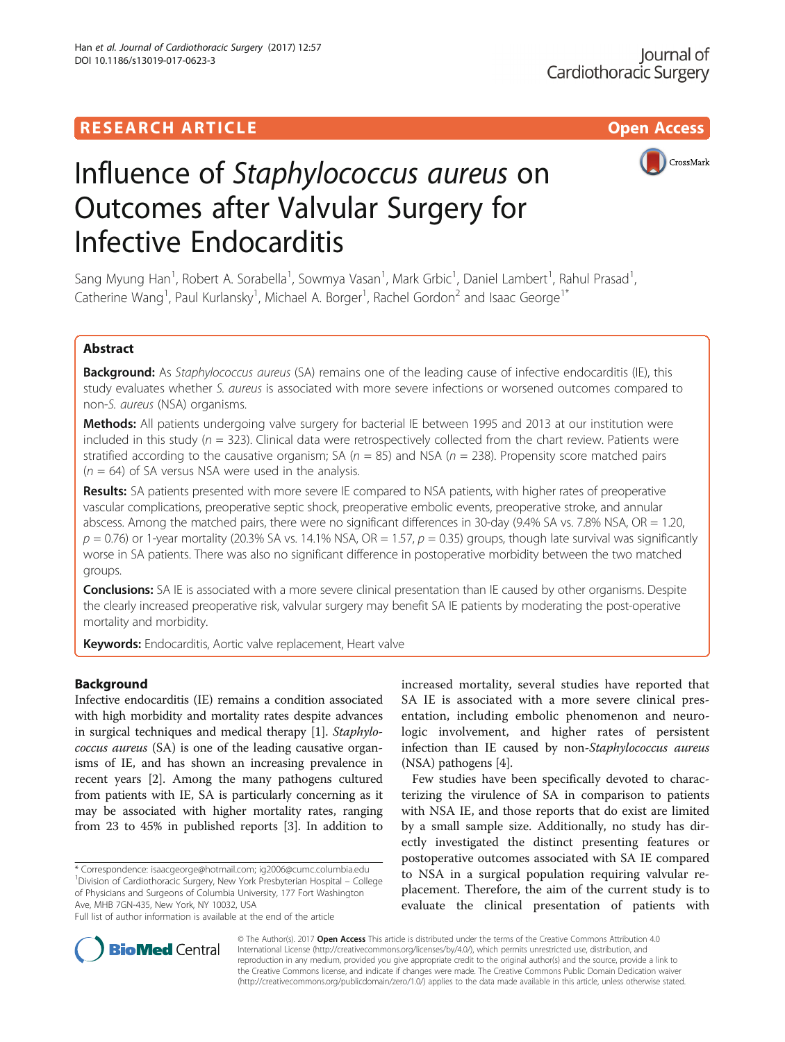RESEARCH ARTICLE Open Access

# Influence of *Staphylococcus aureus* on Outcomes after Valvular Surgery for Infective Endocarditis

Sang Myung Han[1], Robert A. Sorabella[1], Sowmya Vasan[1], Mark Grbic[1], Daniel Lambert[1], Rahul Prasad[1], Catherine Wang[1], Paul Kurlansky[1], Michael A. Borger[1], Rachel Gordon[2] and Isaac George[1*]

## Abstract

**Background:** As *Staphylococcus aureus* (SA) remains one of the leading cause of infective endocarditis (IE), this study evaluates whether *S. aureus* is associated with more severe infections or worsened outcomes compared to non-*S. aureus* (NSA) organisms.

**Methods:** All patients undergoing valve surgery for bacterial IE between 1995 and 2013 at our institution were included in this study ($n$ = 323). Clinical data were retrospectively collected from the chart review. Patients were stratified according to the causative organism; SA ($n$ = 85) and NSA ($n$ = 238). Propensity score matched pairs ($n$ = 64) of SA versus NSA were used in the analysis.

**Results:** SA patients presented with more severe IE compared to NSA patients, with higher rates of preoperative vascular complications, preoperative septic shock, preoperative embolic events, preoperative stroke, and annular abscess. Among the matched pairs, there were no significant differences in 30-day (9.4% SA vs. 7.8% NSA, OR = 1.20, $p$ = 0.76) or 1-year mortality (20.3% SA vs. 14.1% NSA, OR = 1.57, $p$ = 0.35) groups, though late survival was significantly worse in SA patients. There was also no significant difference in postoperative morbidity between the two matched groups.

**Conclusions:** SA IE is associated with a more severe clinical presentation than IE caused by other organisms. Despite the clearly increased preoperative risk, valvular surgery may benefit SA IE patients by moderating the post-operative mortality and morbidity.

**Keywords:** Endocarditis, Aortic valve replacement, Heart valve

## Background

Infective endocarditis (IE) remains a condition associated with high morbidity and mortality rates despite advances in surgical techniques and medical therapy [1]. *Staphylococcus aureus* (SA) is one of the leading causative organisms of IE, and has shown an increasing prevalence in recent years [2]. Among the many pathogens cultured from patients with IE, SA is particularly concerning as it may be associated with higher mortality rates, ranging from 23 to 45% in published reports [3]. In addition to increased mortality, several studies have reported that SA IE is associated with a more severe clinical presentation, including embolic phenomenon and neurologic involvement, and higher rates of persistent infection than IE caused by non-*Staphylococcus aureus* (NSA) pathogens [4].

Few studies have been specifically devoted to characterizing the virulence of SA in comparison to patients with NSA IE, and those reports that do exist are limited by a small sample size. Additionally, no study has directly investigated the distinct presenting features or postoperative outcomes associated with SA IE compared to NSA in a surgical population requiring valvular replacement. Therefore, the aim of the current study is to evaluate the clinical presentation of patients with

\* Correspondence: isaacgeorge@hotmail.com; ig2006@cumc.columbia.edu
[1]Division of Cardiothoracic Surgery, New York Presbyterian Hospital – College of Physicians and Surgeons of Columbia University, 177 Fort Washington Ave, MHB 7GN-435, New York, NY 10032, USA
Full list of author information is available at the end of the article

© The Author(s). 2017 **Open Access** This article is distributed under the terms of the Creative Commons Attribution 4.0 International License (http://creativecommons.org/licenses/by/4.0/), which permits unrestricted use, distribution, and reproduction in any medium, provided you give appropriate credit to the original author(s) and the source, provide a link to the Creative Commons license, and indicate if changes were made. The Creative Commons Public Domain Dedication waiver (http://creativecommons.org/publicdomain/zero/1.0/) applies to the data made available in this article, unless otherwise stated.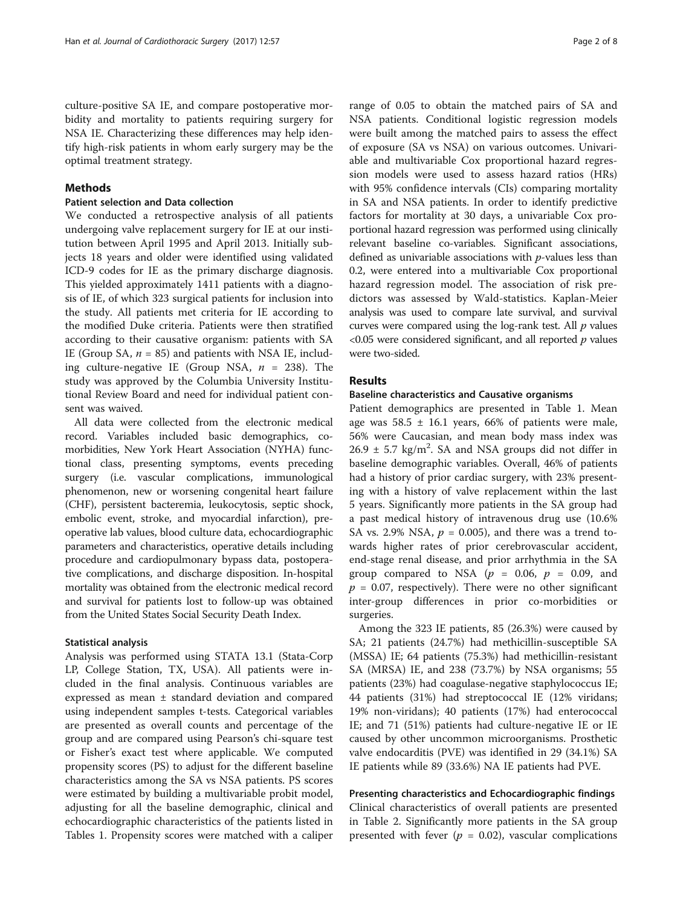culture-positive SA IE, and compare postoperative morbidity and mortality to patients requiring surgery for NSA IE. Characterizing these differences may help identify high-risk patients in whom early surgery may be the optimal treatment strategy.

## Methods

### Patient selection and Data collection

We conducted a retrospective analysis of all patients undergoing valve replacement surgery for IE at our institution between April 1995 and April 2013. Initially subjects 18 years and older were identified using validated ICD-9 codes for IE as the primary discharge diagnosis. This yielded approximately 1411 patients with a diagnosis of IE, of which 323 surgical patients for inclusion into the study. All patients met criteria for IE according to the modified Duke criteria. Patients were then stratified according to their causative organism: patients with SA IE (Group SA, $n$ = 85) and patients with NSA IE, including culture-negative IE (Group NSA, $n$ = 238). The study was approved by the Columbia University Institutional Review Board and need for individual patient consent was waived.

All data were collected from the electronic medical record. Variables included basic demographics, co-morbidities, New York Heart Association (NYHA) functional class, presenting symptoms, events preceding surgery (i.e. vascular complications, immunological phenomenon, new or worsening congenital heart failure (CHF), persistent bacteremia, leukocytosis, septic shock, embolic event, stroke, and myocardial infarction), preoperative lab values, blood culture data, echocardiographic parameters and characteristics, operative details including procedure and cardiopulmonary bypass data, postoperative complications, and discharge disposition. In-hospital mortality was obtained from the electronic medical record and survival for patients lost to follow-up was obtained from the United States Social Security Death Index.

### Statistical analysis

Analysis was performed using STATA 13.1 (Stata-Corp LP, College Station, TX, USA). All patients were included in the final analysis. Continuous variables are expressed as mean ± standard deviation and compared using independent samples t-tests. Categorical variables are presented as overall counts and percentage of the group and are compared using Pearson's chi-square test or Fisher's exact test where applicable. We computed propensity scores (PS) to adjust for the different baseline characteristics among the SA vs NSA patients. PS scores were estimated by building a multivariable probit model, adjusting for all the baseline demographic, clinical and echocardiographic characteristics of the patients listed in Tables 1. Propensity scores were matched with a caliper range of 0.05 to obtain the matched pairs of SA and NSA patients. Conditional logistic regression models were built among the matched pairs to assess the effect of exposure (SA vs NSA) on various outcomes. Univariable and multivariable Cox proportional hazard regression models were used to assess hazard ratios (HRs) with 95% confidence intervals (CIs) comparing mortality in SA and NSA patients. In order to identify predictive factors for mortality at 30 days, a univariable Cox proportional hazard regression was performed using clinically relevant baseline co-variables. Significant associations, defined as univariable associations with $p$-values less than 0.2, were entered into a multivariable Cox proportional hazard regression model. The association of risk predictors was assessed by Wald-statistics. Kaplan-Meier analysis was used to compare late survival, and survival curves were compared using the log-rank test. All $p$ values <0.05 were considered significant, and all reported $p$ values were two-sided.

## Results

### Baseline characteristics and Causative organisms

Patient demographics are presented in Table 1. Mean age was 58.5 ± 16.1 years, 66% of patients were male, 56% were Caucasian, and mean body mass index was 26.9 ± 5.7 kg/m$^2$. SA and NSA groups did not differ in baseline demographic variables. Overall, 46% of patients had a history of prior cardiac surgery, with 23% presenting with a history of valve replacement within the last 5 years. Significantly more patients in the SA group had a past medical history of intravenous drug use (10.6% SA vs. 2.9% NSA, $p$ = 0.005), and there was a trend towards higher rates of prior cerebrovascular accident, end-stage renal disease, and prior arrhythmia in the SA group compared to NSA ($p$ = 0.06, $p$ = 0.09, and $p$ = 0.07, respectively). There were no other significant inter-group differences in prior co-morbidities or surgeries.

Among the 323 IE patients, 85 (26.3%) were caused by SA; 21 patients (24.7%) had methicillin-susceptible SA (MSSA) IE; 64 patients (75.3%) had methicillin-resistant SA (MRSA) IE, and 238 (73.7%) by NSA organisms; 55 patients (23%) had coagulase-negative staphylococcus IE; 44 patients (31%) had streptococcal IE (12% viridans; 19% non-viridans); 40 patients (17%) had enterococcal IE; and 71 (51%) patients had culture-negative IE or IE caused by other uncommon microorganisms. Prosthetic valve endocarditis (PVE) was identified in 29 (34.1%) SA IE patients while 89 (33.6%) NA IE patients had PVE.

### Presenting characteristics and Echocardiographic findings

Clinical characteristics of overall patients are presented in Table 2. Significantly more patients in the SA group presented with fever ($p$ = 0.02), vascular complications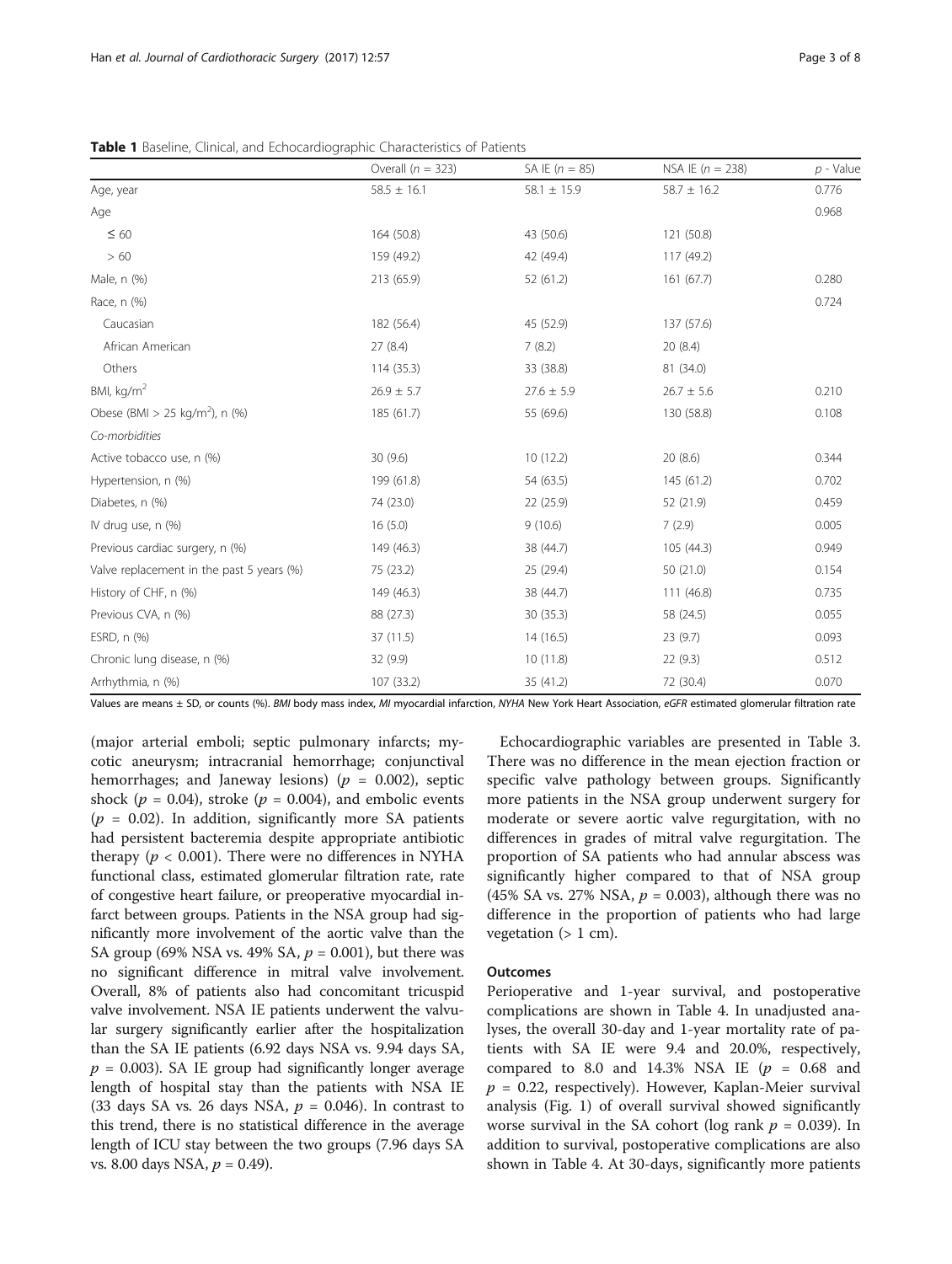**Table 1** Baseline, Clinical, and Echocardiographic Characteristics of Patients

| | Overall ($n$ = 323) | SA IE ($n$ = 85) | NSA IE ($n$ = 238) | $p$ - Value |
|---|---|---|---|---|
| Age, year | 58.5 ± 16.1 | 58.1 ± 15.9 | 58.7 ± 16.2 | 0.776 |
| Age | | | | 0.968 |
| ≤ 60 | 164 (50.8) | 43 (50.6) | 121 (50.8) | |
| > 60 | 159 (49.2) | 42 (49.4) | 117 (49.2) | |
| Male, n (%) | 213 (65.9) | 52 (61.2) | 161 (67.7) | 0.280 |
| Race, n (%) | | | | 0.724 |
| Caucasian | 182 (56.4) | 45 (52.9) | 137 (57.6) | |
| African American | 27 (8.4) | 7 (8.2) | 20 (8.4) | |
| Others | 114 (35.3) | 33 (38.8) | 81 (34.0) | |
| BMI, kg/m$^2$ | 26.9 ± 5.7 | 27.6 ± 5.9 | 26.7 ± 5.6 | 0.210 |
| Obese (BMI > 25 kg/m$^2$), n (%) | 185 (61.7) | 55 (69.6) | 130 (58.8) | 0.108 |
| *Co-morbidities* | | | | |
| Active tobacco use, n (%) | 30 (9.6) | 10 (12.2) | 20 (8.6) | 0.344 |
| Hypertension, n (%) | 199 (61.8) | 54 (63.5) | 145 (61.2) | 0.702 |
| Diabetes, n (%) | 74 (23.0) | 22 (25.9) | 52 (21.9) | 0.459 |
| IV drug use, n (%) | 16 (5.0) | 9 (10.6) | 7 (2.9) | 0.005 |
| Previous cardiac surgery, n (%) | 149 (46.3) | 38 (44.7) | 105 (44.3) | 0.949 |
| Valve replacement in the past 5 years (%) | 75 (23.2) | 25 (29.4) | 50 (21.0) | 0.154 |
| History of CHF, n (%) | 149 (46.3) | 38 (44.7) | 111 (46.8) | 0.735 |
| Previous CVA, n (%) | 88 (27.3) | 30 (35.3) | 58 (24.5) | 0.055 |
| ESRD, n (%) | 37 (11.5) | 14 (16.5) | 23 (9.7) | 0.093 |
| Chronic lung disease, n (%) | 32 (9.9) | 10 (11.8) | 22 (9.3) | 0.512 |
| Arrhythmia, n (%) | 107 (33.2) | 35 (41.2) | 72 (30.4) | 0.070 |

Values are means ± SD, or counts (%). *BMI* body mass index, *MI* myocardial infarction, *NYHA* New York Heart Association, *eGFR* estimated glomerular filtration rate

(major arterial emboli; septic pulmonary infarcts; mycotic aneurysm; intracranial hemorrhage; conjunctival hemorrhages; and Janeway lesions) ($p$ = 0.002), septic shock ($p$ = 0.04), stroke ($p$ = 0.004), and embolic events ($p$ = 0.02). In addition, significantly more SA patients had persistent bacteremia despite appropriate antibiotic therapy ($p$ < 0.001). There were no differences in NYHA functional class, estimated glomerular filtration rate, rate of congestive heart failure, or preoperative myocardial infarct between groups. Patients in the NSA group had significantly more involvement of the aortic valve than the SA group (69% NSA vs. 49% SA, $p$ = 0.001), but there was no significant difference in mitral valve involvement. Overall, 8% of patients also had concomitant tricuspid valve involvement. NSA IE patients underwent the valvular surgery significantly earlier after the hospitalization than the SA IE patients (6.92 days NSA vs. 9.94 days SA, $p$ = 0.003). SA IE group had significantly longer average length of hospital stay than the patients with NSA IE (33 days SA vs. 26 days NSA, $p$ = 0.046). In contrast to this trend, there is no statistical difference in the average length of ICU stay between the two groups (7.96 days SA vs. 8.00 days NSA, $p$ = 0.49).

Echocardiographic variables are presented in Table 3. There was no difference in the mean ejection fraction or specific valve pathology between groups. Significantly more patients in the NSA group underwent surgery for moderate or severe aortic valve regurgitation, with no differences in grades of mitral valve regurgitation. The proportion of SA patients who had annular abscess was significantly higher compared to that of NSA group (45% SA vs. 27% NSA, $p$ = 0.003), although there was no difference in the proportion of patients who had large vegetation (> 1 cm).

## Outcomes

Perioperative and 1-year survival, and postoperative complications are shown in Table 4. In unadjusted analyses, the overall 30-day and 1-year mortality rate of patients with SA IE were 9.4 and 20.0%, respectively, compared to 8.0 and 14.3% NSA IE ($p$ = 0.68 and $p$ = 0.22, respectively). However, Kaplan-Meier survival analysis (Fig. 1) of overall survival showed significantly worse survival in the SA cohort (log rank $p$ = 0.039). In addition to survival, postoperative complications are also shown in Table 4. At 30-days, significantly more patients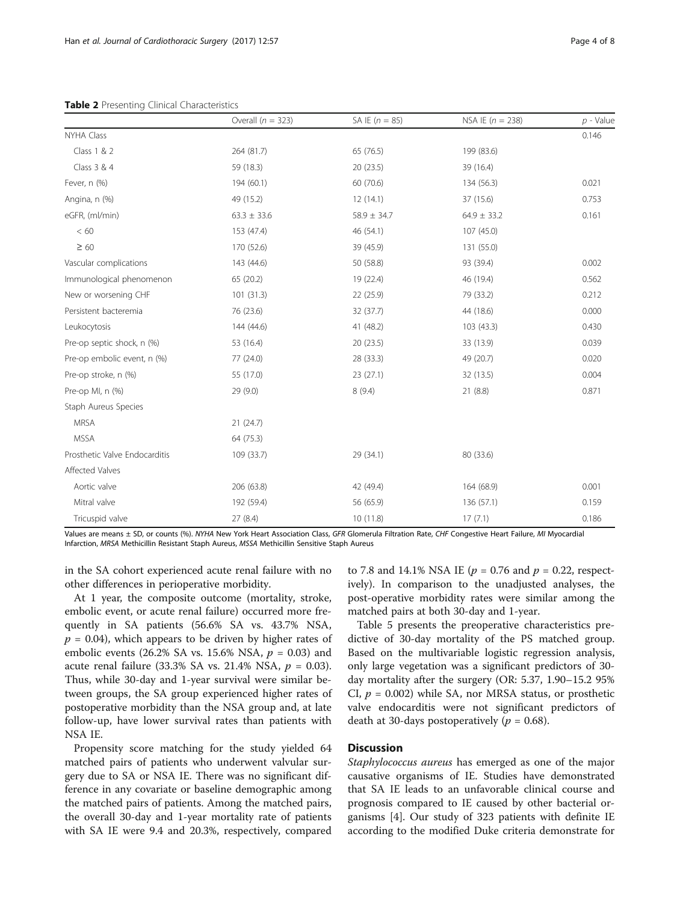**Table 2** Presenting Clinical Characteristics

| | Overall ($n$ = 323) | SA IE ($n$ = 85) | NSA IE ($n$ = 238) | $p$ - Value |
|---|---|---|---|---|
| NYHA Class | | | | 0.146 |
| Class 1 & 2 | 264 (81.7) | 65 (76.5) | 199 (83.6) | |
| Class 3 & 4 | 59 (18.3) | 20 (23.5) | 39 (16.4) | |
| Fever, n (%) | 194 (60.1) | 60 (70.6) | 134 (56.3) | 0.021 |
| Angina, n (%) | 49 (15.2) | 12 (14.1) | 37 (15.6) | 0.753 |
| eGFR, (ml/min) | 63.3 ± 33.6 | 58.9 ± 34.7 | 64.9 ± 33.2 | 0.161 |
| < 60 | 153 (47.4) | 46 (54.1) | 107 (45.0) | |
| ≥ 60 | 170 (52.6) | 39 (45.9) | 131 (55.0) | |
| Vascular complications | 143 (44.6) | 50 (58.8) | 93 (39.4) | 0.002 |
| Immunological phenomenon | 65 (20.2) | 19 (22.4) | 46 (19.4) | 0.562 |
| New or worsening CHF | 101 (31.3) | 22 (25.9) | 79 (33.2) | 0.212 |
| Persistent bacteremia | 76 (23.6) | 32 (37.7) | 44 (18.6) | 0.000 |
| Leukocytosis | 144 (44.6) | 41 (48.2) | 103 (43.3) | 0.430 |
| Pre-op septic shock, n (%) | 53 (16.4) | 20 (23.5) | 33 (13.9) | 0.039 |
| Pre-op embolic event, n (%) | 77 (24.0) | 28 (33.3) | 49 (20.7) | 0.020 |
| Pre-op stroke, n (%) | 55 (17.0) | 23 (27.1) | 32 (13.5) | 0.004 |
| Pre-op MI, n (%) | 29 (9.0) | 8 (9.4) | 21 (8.8) | 0.871 |
| Staph Aureus Species | | | | |
| MRSA | 21 (24.7) | | | |
| MSSA | 64 (75.3) | | | |
| Prosthetic Valve Endocarditis | 109 (33.7) | 29 (34.1) | 80 (33.6) | |
| Affected Valves | | | | |
| Aortic valve | 206 (63.8) | 42 (49.4) | 164 (68.9) | 0.001 |
| Mitral valve | 192 (59.4) | 56 (65.9) | 136 (57.1) | 0.159 |
| Tricuspid valve | 27 (8.4) | 10 (11.8) | 17 (7.1) | 0.186 |

Values are means ± SD, or counts (%). *NYHA* New York Heart Association Class, *GFR* Glomerula Filtration Rate, *CHF* Congestive Heart Failure, *MI* Myocardial Infarction, *MRSA* Methicillin Resistant Staph Aureus, *MSSA* Methicillin Sensitive Staph Aureus

in the SA cohort experienced acute renal failure with no other differences in perioperative morbidity.

At 1 year, the composite outcome (mortality, stroke, embolic event, or acute renal failure) occurred more frequently in SA patients (56.6% SA vs. 43.7% NSA, $p$ = 0.04), which appears to be driven by higher rates of embolic events (26.2% SA vs. 15.6% NSA, $p$ = 0.03) and acute renal failure (33.3% SA vs. 21.4% NSA, $p$ = 0.03). Thus, while 30-day and 1-year survival were similar between groups, the SA group experienced higher rates of postoperative morbidity than the NSA group and, at late follow-up, have lower survival rates than patients with NSA IE.

Propensity score matching for the study yielded 64 matched pairs of patients who underwent valvular surgery due to SA or NSA IE. There was no significant difference in any covariate or baseline demographic among the matched pairs of patients. Among the matched pairs, the overall 30-day and 1-year mortality rate of patients with SA IE were 9.4 and 20.3%, respectively, compared to 7.8 and 14.1% NSA IE ($p$ = 0.76 and $p$ = 0.22, respectively). In comparison to the unadjusted analyses, the post-operative morbidity rates were similar among the matched pairs at both 30-day and 1-year.

Table 5 presents the preoperative characteristics predictive of 30-day mortality of the PS matched group. Based on the multivariable logistic regression analysis, only large vegetation was a significant predictors of 30-day mortality after the surgery (OR: 5.37, 1.90–15.2 95% CI, $p$ = 0.002) while SA, nor MRSA status, or prosthetic valve endocarditis were not significant predictors of death at 30-days postoperatively ($p$ = 0.68).

## Discussion

*Staphylococcus aureus* has emerged as one of the major causative organisms of IE. Studies have demonstrated that SA IE leads to an unfavorable clinical course and prognosis compared to IE caused by other bacterial organisms [4]. Our study of 323 patients with definite IE according to the modified Duke criteria demonstrate for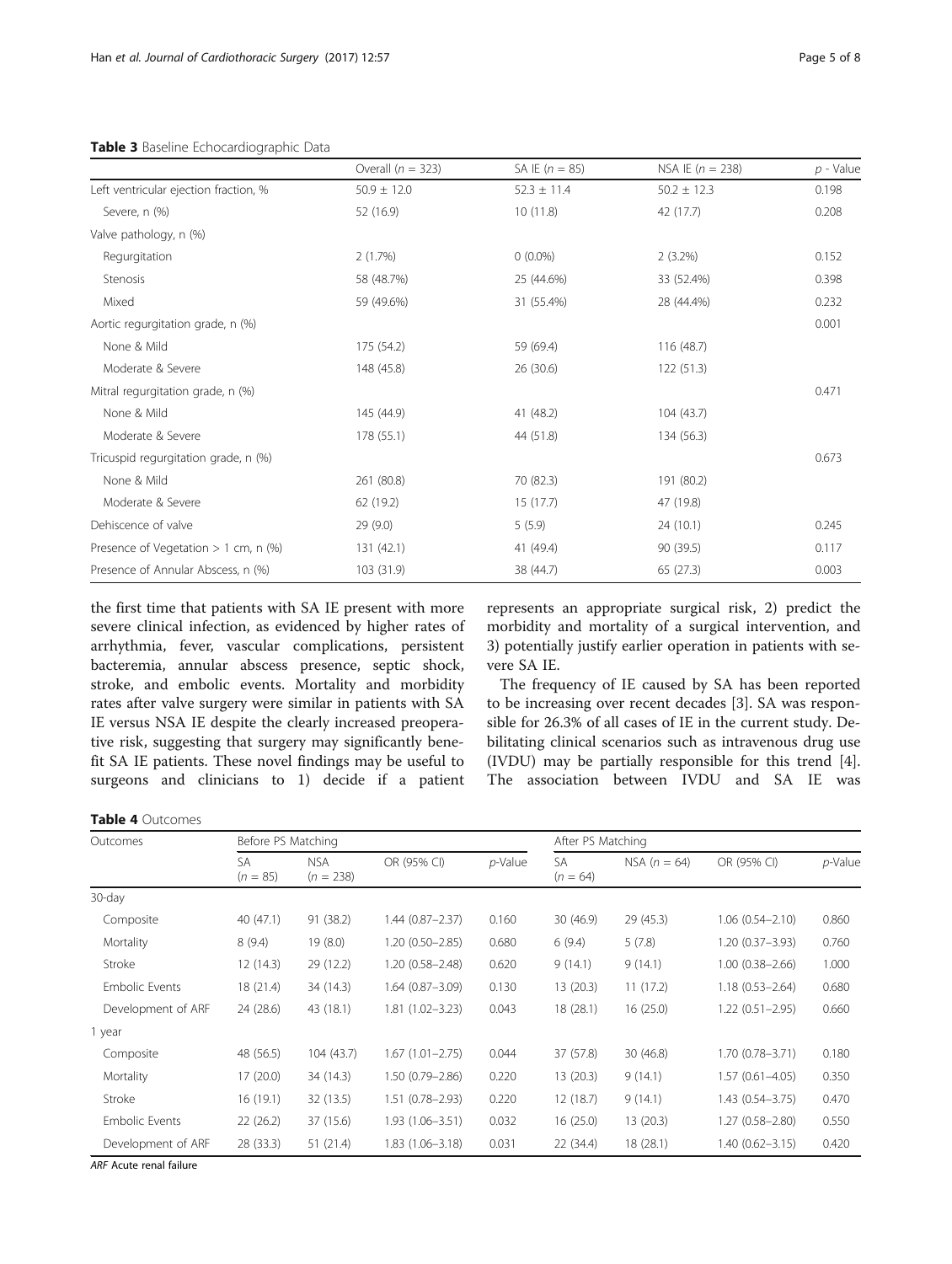**Table 3** Baseline Echocardiographic Data

| | Overall ($n = 323$) | SA IE ($n = 85$) | NSA IE ($n = 238$) | $p$ - Value |
|---|---|---|---|---|
| Left ventricular ejection fraction, % | 50.9 ± 12.0 | 52.3 ± 11.4 | 50.2 ± 12.3 | 0.198 |
| Severe, n (%) | 52 (16.9) | 10 (11.8) | 42 (17.7) | 0.208 |
| Valve pathology, n (%) | | | | |
| Regurgitation | 2 (1.7%) | 0 (0.0%) | 2 (3.2%) | 0.152 |
| Stenosis | 58 (48.7%) | 25 (44.6%) | 33 (52.4%) | 0.398 |
| Mixed | 59 (49.6%) | 31 (55.4%) | 28 (44.4%) | 0.232 |
| Aortic regurgitation grade, n (%) | | | | 0.001 |
| None & Mild | 175 (54.2) | 59 (69.4) | 116 (48.7) | |
| Moderate & Severe | 148 (45.8) | 26 (30.6) | 122 (51.3) | |
| Mitral regurgitation grade, n (%) | | | | 0.471 |
| None & Mild | 145 (44.9) | 41 (48.2) | 104 (43.7) | |
| Moderate & Severe | 178 (55.1) | 44 (51.8) | 134 (56.3) | |
| Tricuspid regurgitation grade, n (%) | | | | 0.673 |
| None & Mild | 261 (80.8) | 70 (82.3) | 191 (80.2) | |
| Moderate & Severe | 62 (19.2) | 15 (17.7) | 47 (19.8) | |
| Dehiscence of valve | 29 (9.0) | 5 (5.9) | 24 (10.1) | 0.245 |
| Presence of Vegetation > 1 cm, n (%) | 131 (42.1) | 41 (49.4) | 90 (39.5) | 0.117 |
| Presence of Annular Abscess, n (%) | 103 (31.9) | 38 (44.7) | 65 (27.3) | 0.003 |

the first time that patients with SA IE present with more severe clinical infection, as evidenced by higher rates of arrhythmia, fever, vascular complications, persistent bacteremia, annular abscess presence, septic shock, stroke, and embolic events. Mortality and morbidity rates after valve surgery were similar in patients with SA IE versus NSA IE despite the clearly increased preoperative risk, suggesting that surgery may significantly benefit SA IE patients. These novel findings may be useful to surgeons and clinicians to 1) decide if a patient represents an appropriate surgical risk, 2) predict the morbidity and mortality of a surgical intervention, and 3) potentially justify earlier operation in patients with severe SA IE.

The frequency of IE caused by SA has been reported to be increasing over recent decades [3]. SA was responsible for 26.3% of all cases of IE in the current study. Debilitating clinical scenarios such as intravenous drug use (IVDU) may be partially responsible for this trend [4]. The association between IVDU and SA IE was

**Table 4** Outcomes

| Outcomes | Before PS Matching | | | | After PS Matching | | | |
|---|---|---|---|---|---|---|---|---|
| | SA ($n = 85$) | NSA ($n = 238$) | OR (95% CI) | $p$-Value | SA ($n = 64$) | NSA ($n = 64$) | OR (95% CI) | $p$-Value |
| 30-day | | | | | | | | |
| Composite | 40 (47.1) | 91 (38.2) | 1.44 (0.87–2.37) | 0.160 | 30 (46.9) | 29 (45.3) | 1.06 (0.54–2.10) | 0.860 |
| Mortality | 8 (9.4) | 19 (8.0) | 1.20 (0.50–2.85) | 0.680 | 6 (9.4) | 5 (7.8) | 1.20 (0.37–3.93) | 0.760 |
| Stroke | 12 (14.3) | 29 (12.2) | 1.20 (0.58–2.48) | 0.620 | 9 (14.1) | 9 (14.1) | 1.00 (0.38–2.66) | 1.000 |
| Embolic Events | 18 (21.4) | 34 (14.3) | 1.64 (0.87–3.09) | 0.130 | 13 (20.3) | 11 (17.2) | 1.18 (0.53–2.64) | 0.680 |
| Development of ARF | 24 (28.6) | 43 (18.1) | 1.81 (1.02–3.23) | 0.043 | 18 (28.1) | 16 (25.0) | 1.22 (0.51–2.95) | 0.660 |
| 1 year | | | | | | | | |
| Composite | 48 (56.5) | 104 (43.7) | 1.67 (1.01–2.75) | 0.044 | 37 (57.8) | 30 (46.8) | 1.70 (0.78–3.71) | 0.180 |
| Mortality | 17 (20.0) | 34 (14.3) | 1.50 (0.79–2.86) | 0.220 | 13 (20.3) | 9 (14.1) | 1.57 (0.61–4.05) | 0.350 |
| Stroke | 16 (19.1) | 32 (13.5) | 1.51 (0.78–2.93) | 0.220 | 12 (18.7) | 9 (14.1) | 1.43 (0.54–3.75) | 0.470 |
| Embolic Events | 22 (26.2) | 37 (15.6) | 1.93 (1.06–3.51) | 0.032 | 16 (25.0) | 13 (20.3) | 1.27 (0.58–2.80) | 0.550 |
| Development of ARF | 28 (33.3) | 51 (21.4) | 1.83 (1.06–3.18) | 0.031 | 22 (34.4) | 18 (28.1) | 1.40 (0.62–3.15) | 0.420 |

*ARF* Acute renal failure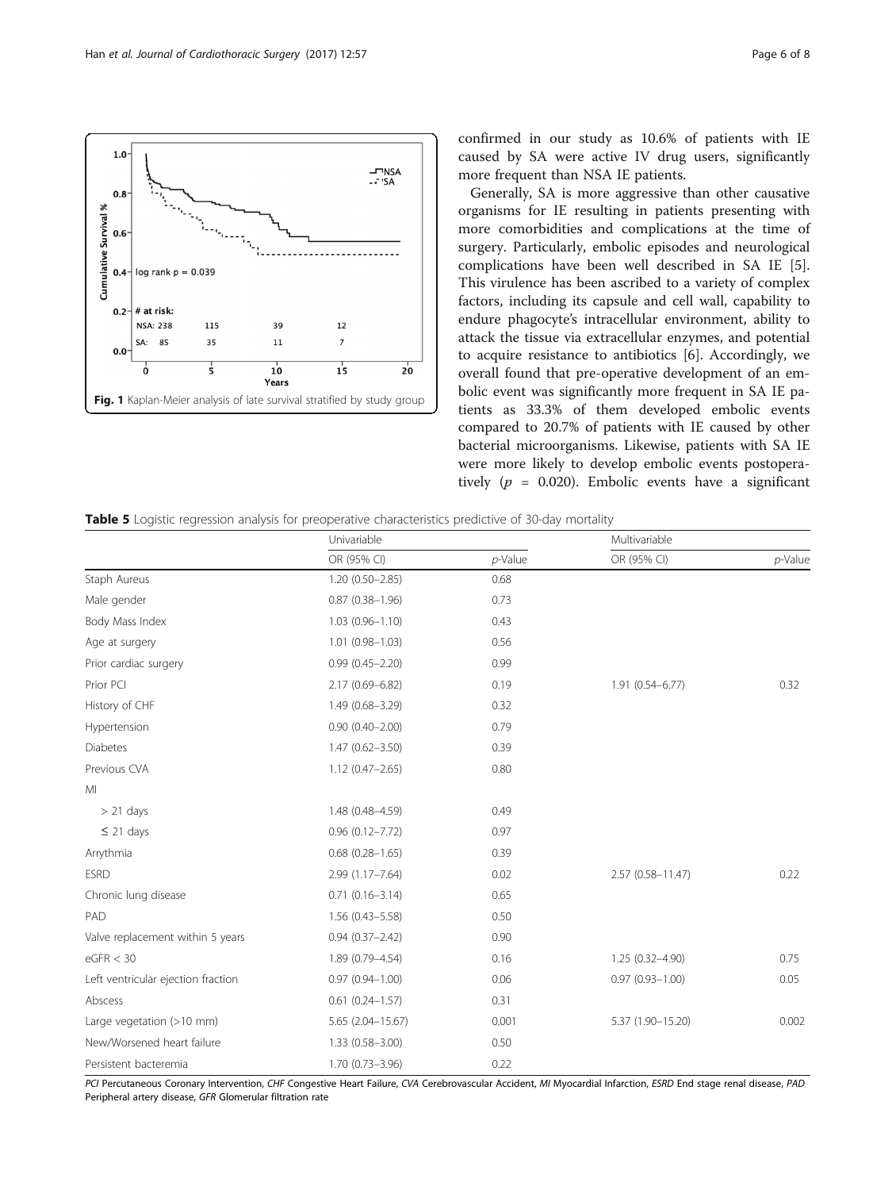Fig. 1 Kaplan-Meier analysis of late survival stratified by study group

confirmed in our study as 10.6% of patients with IE caused by SA were active IV drug users, significantly more frequent than NSA IE patients.

Generally, SA is more aggressive than other causative organisms for IE resulting in patients presenting with more comorbidities and complications at the time of surgery. Particularly, embolic episodes and neurological complications have been well described in SA IE [5]. This virulence has been ascribed to a variety of complex factors, including its capsule and cell wall, capability to endure phagocyte's intracellular environment, ability to attack the tissue via extracellular enzymes, and potential to acquire resistance to antibiotics [6]. Accordingly, we overall found that pre-operative development of an embolic event was significantly more frequent in SA IE patients as 33.3% of them developed embolic events compared to 20.7% of patients with IE caused by other bacterial microorganisms. Likewise, patients with SA IE were more likely to develop embolic events postoperatively ($p$ = 0.020). Embolic events have a significant

**Table 5** Logistic regression analysis for preoperative characteristics predictive of 30-day mortality

| | Univariable | | Multivariable | |
|---|---|---|---|---|
| | OR (95% CI) | *p*-Value | OR (95% CI) | *p*-Value |
| Staph Aureus | 1.20 (0.50–2.85) | 0.68 | | |
| Male gender | 0.87 (0.38–1.96) | 0.73 | | |
| Body Mass Index | 1.03 (0.96–1.10) | 0.43 | | |
| Age at surgery | 1.01 (0.98–1.03) | 0.56 | | |
| Prior cardiac surgery | 0.99 (0.45–2.20) | 0.99 | | |
| Prior PCI | 2.17 (0.69–6.82) | 0.19 | 1.91 (0.54–6.77) | 0.32 |
| History of CHF | 1.49 (0.68–3.29) | 0.32 | | |
| Hypertension | 0.90 (0.40–2.00) | 0.79 | | |
| Diabetes | 1.47 (0.62–3.50) | 0.39 | | |
| Previous CVA | 1.12 (0.47–2.65) | 0.80 | | |
| MI | | | | |
| > 21 days | 1.48 (0.48–4.59) | 0.49 | | |
| ≤ 21 days | 0.96 (0.12–7.72) | 0.97 | | |
| Arrythmia | 0.68 (0.28–1.65) | 0.39 | | |
| ESRD | 2.99 (1.17–7.64) | 0.02 | 2.57 (0.58–11.47) | 0.22 |
| Chronic lung disease | 0.71 (0.16–3.14) | 0.65 | | |
| PAD | 1.56 (0.43–5.58) | 0.50 | | |
| Valve replacement within 5 years | 0.94 (0.37–2.42) | 0.90 | | |
| eGFR < 30 | 1.89 (0.79–4.54) | 0.16 | 1.25 (0.32–4.90) | 0.75 |
| Left ventricular ejection fraction | 0.97 (0.94–1.00) | 0.06 | 0.97 (0.93–1.00) | 0.05 |
| Abscess | 0.61 (0.24–1.57) | 0.31 | | |
| Large vegetation (>10 mm) | 5.65 (2.04–15.67) | 0.001 | 5.37 (1.90–15.20) | 0.002 |
| New/Worsened heart failure | 1.33 (0.58–3.00) | 0.50 | | |
| Persistent bacteremia | 1.70 (0.73–3.96) | 0.22 | | |

*PCI* Percutaneous Coronary Intervention, *CHF* Congestive Heart Failure, *CVA* Cerebrovascular Accident, *MI* Myocardial Infarction, *ESRD* End stage renal disease, *PAD* Peripheral artery disease, *GFR* Glomerular filtration rate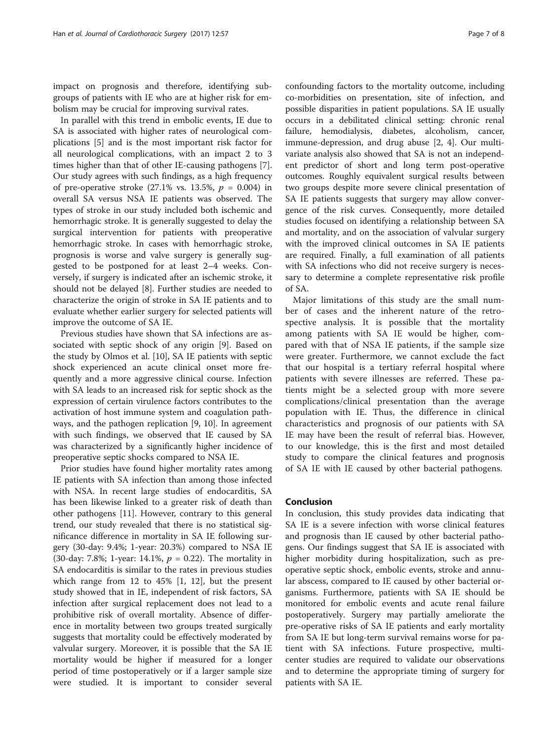impact on prognosis and therefore, identifying subgroups of patients with IE who are at higher risk for embolism may be crucial for improving survival rates.

In parallel with this trend in embolic events, IE due to SA is associated with higher rates of neurological complications [5] and is the most important risk factor for all neurological complications, with an impact 2 to 3 times higher than that of other IE-causing pathogens [7]. Our study agrees with such findings, as a high frequency of pre-operative stroke (27.1% vs. 13.5%, $p = 0.004$) in overall SA versus NSA IE patients was observed. The types of stroke in our study included both ischemic and hemorrhagic stroke. It is generally suggested to delay the surgical intervention for patients with preoperative hemorrhagic stroke. In cases with hemorrhagic stroke, prognosis is worse and valve surgery is generally suggested to be postponed for at least 2–4 weeks. Conversely, if surgery is indicated after an ischemic stroke, it should not be delayed [8]. Further studies are needed to characterize the origin of stroke in SA IE patients and to evaluate whether earlier surgery for selected patients will improve the outcome of SA IE.

Previous studies have shown that SA infections are associated with septic shock of any origin [9]. Based on the study by Olmos et al. [10], SA IE patients with septic shock experienced an acute clinical onset more frequently and a more aggressive clinical course. Infection with SA leads to an increased risk for septic shock as the expression of certain virulence factors contributes to the activation of host immune system and coagulation pathways, and the pathogen replication [9, 10]. In agreement with such findings, we observed that IE caused by SA was characterized by a significantly higher incidence of preoperative septic shocks compared to NSA IE.

Prior studies have found higher mortality rates among IE patients with SA infection than among those infected with NSA. In recent large studies of endocarditis, SA has been likewise linked to a greater risk of death than other pathogens [11]. However, contrary to this general trend, our study revealed that there is no statistical significance difference in mortality in SA IE following surgery (30-day: 9.4%; 1-year: 20.3%) compared to NSA IE (30-day: 7.8%; 1-year: 14.1%, $p = 0.22$). The mortality in SA endocarditis is similar to the rates in previous studies which range from 12 to 45% [1, 12], but the present study showed that in IE, independent of risk factors, SA infection after surgical replacement does not lead to a prohibitive risk of overall mortality. Absence of difference in mortality between two groups treated surgically suggests that mortality could be effectively moderated by valvular surgery. Moreover, it is possible that the SA IE mortality would be higher if measured for a longer period of time postoperatively or if a larger sample size were studied. It is important to consider several confounding factors to the mortality outcome, including co-morbidities on presentation, site of infection, and possible disparities in patient populations. SA IE usually occurs in a debilitated clinical setting: chronic renal failure, hemodialysis, diabetes, alcoholism, cancer, immune-depression, and drug abuse [2, 4]. Our multivariate analysis also showed that SA is not an independent predictor of short and long term post-operative outcomes. Roughly equivalent surgical results between two groups despite more severe clinical presentation of SA IE patients suggests that surgery may allow convergence of the risk curves. Consequently, more detailed studies focused on identifying a relationship between SA and mortality, and on the association of valvular surgery with the improved clinical outcomes in SA IE patients are required. Finally, a full examination of all patients with SA infections who did not receive surgery is necessary to determine a complete representative risk profile of SA.

Major limitations of this study are the small number of cases and the inherent nature of the retrospective analysis. It is possible that the mortality among patients with SA IE would be higher, compared with that of NSA IE patients, if the sample size were greater. Furthermore, we cannot exclude the fact that our hospital is a tertiary referral hospital where patients with severe illnesses are referred. These patients might be a selected group with more severe complications/clinical presentation than the average population with IE. Thus, the difference in clinical characteristics and prognosis of our patients with SA IE may have been the result of referral bias. However, to our knowledge, this is the first and most detailed study to compare the clinical features and prognosis of SA IE with IE caused by other bacterial pathogens.

## Conclusion

In conclusion, this study provides data indicating that SA IE is a severe infection with worse clinical features and prognosis than IE caused by other bacterial pathogens. Our findings suggest that SA IE is associated with higher morbidity during hospitalization, such as preoperative septic shock, embolic events, stroke and annular abscess, compared to IE caused by other bacterial organisms. Furthermore, patients with SA IE should be monitored for embolic events and acute renal failure postoperatively. Surgery may partially ameliorate the pre-operative risks of SA IE patients and early mortality from SA IE but long-term survival remains worse for patient with SA infections. Future prospective, multicenter studies are required to validate our observations and to determine the appropriate timing of surgery for patients with SA IE.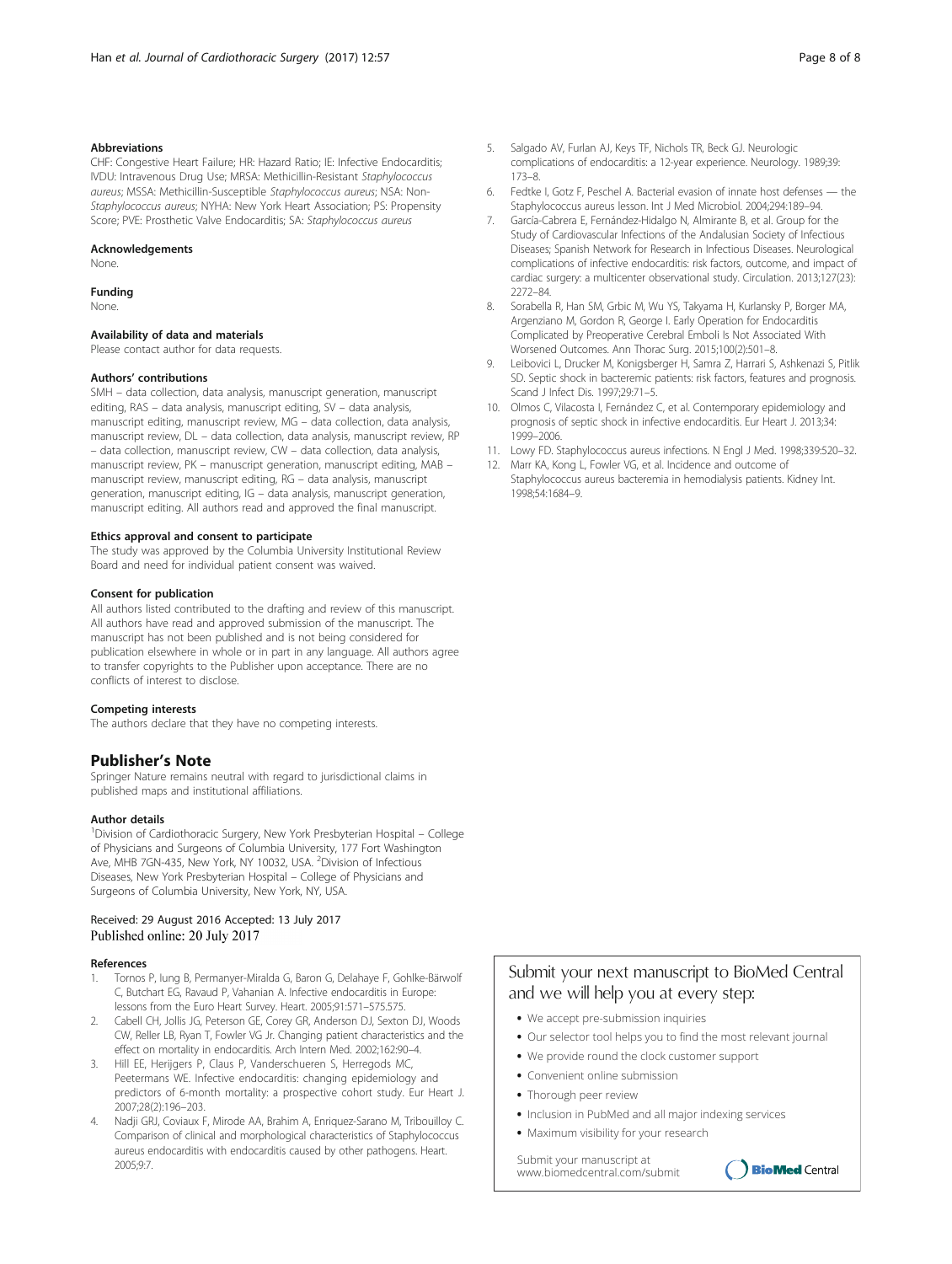### Abbreviations

CHF: Congestive Heart Failure; HR: Hazard Ratio; IE: Infective Endocarditis; IVDU: Intravenous Drug Use; MRSA: Methicillin-Resistant *Staphylococcus aureus*; MSSA: Methicillin-Susceptible *Staphylococcus aureus*; NSA: Non-*Staphylococcus aureus*; NYHA: New York Heart Association; PS: Propensity Score; PVE: Prosthetic Valve Endocarditis; SA: *Staphylococcus aureus*

### Acknowledgements

None.

### Funding

None.

### Availability of data and materials

Please contact author for data requests.

### Authors' contributions

SMH – data collection, data analysis, manuscript generation, manuscript editing, RAS – data analysis, manuscript editing, SV – data analysis, manuscript editing, manuscript review, MG – data collection, data analysis, manuscript review, DL – data collection, data analysis, manuscript review, RP – data collection, manuscript review, CW – data collection, data analysis, manuscript review, PK – manuscript generation, manuscript editing, MAB – manuscript review, manuscript editing, RG – data analysis, manuscript generation, manuscript editing, IG – data analysis, manuscript generation, manuscript editing. All authors read and approved the final manuscript.

### Ethics approval and consent to participate

The study was approved by the Columbia University Institutional Review Board and need for individual patient consent was waived.

### Consent for publication

All authors listed contributed to the drafting and review of this manuscript. All authors have read and approved submission of the manuscript. The manuscript has not been published and is not being considered for publication elsewhere in whole or in part in any language. All authors agree to transfer copyrights to the Publisher upon acceptance. There are no conflicts of interest to disclose.

### Competing interests

The authors declare that they have no competing interests.

## Publisher's Note

Springer Nature remains neutral with regard to jurisdictional claims in published maps and institutional affiliations.

### Author details

[1]Division of Cardiothoracic Surgery, New York Presbyterian Hospital – College of Physicians and Surgeons of Columbia University, 177 Fort Washington Ave, MHB 7GN-435, New York, NY 10032, USA. [2]Division of Infectious Diseases, New York Presbyterian Hospital – College of Physicians and Surgeons of Columbia University, New York, NY, USA.

Received: 29 August 2016 Accepted: 13 July 2017
Published online: 20 July 2017

### References

1. Tornos P, Iung B, Permanyer-Miralda G, Baron G, Delahaye F, Gohlke-Bärwolf C, Butchart EG, Ravaud P, Vahanian A. Infective endocarditis in Europe: lessons from the Euro Heart Survey. Heart. 2005;91:571–575.575.
2. Cabell CH, Jollis JG, Peterson GE, Corey GR, Anderson DJ, Sexton DJ, Woods CW, Reller LB, Ryan T, Fowler VG Jr. Changing patient characteristics and the effect on mortality in endocarditis. Arch Intern Med. 2002;162:90–4.
3. Hill EE, Herijgers P, Claus P, Vanderschueren S, Herregods MC, Peetermans WE. Infective endocarditis: changing epidemiology and predictors of 6-month mortality: a prospective cohort study. Eur Heart J. 2007;28(2):196–203.
4. Nadji GRJ, Coviaux F, Mirode AA, Brahim A, Enriquez-Sarano M, Tribouilloy C. Comparison of clinical and morphological characteristics of Staphylococcus aureus endocarditis with endocarditis caused by other pathogens. Heart. 2005;9:7.
5. Salgado AV, Furlan AJ, Keys TF, Nichols TR, Beck GJ. Neurologic complications of endocarditis: a 12-year experience. Neurology. 1989;39:173–8.
6. Fedtke I, Gotz F, Peschel A. Bacterial evasion of innate host defenses — the Staphylococcus aureus lesson. Int J Med Microbiol. 2004;294:189–94.
7. García-Cabrera E, Fernández-Hidalgo N, Almirante B, et al. Group for the Study of Cardiovascular Infections of the Andalusian Society of Infectious Diseases; Spanish Network for Research in Infectious Diseases. Neurological complications of infective endocarditis: risk factors, outcome, and impact of cardiac surgery: a multicenter observational study. Circulation. 2013;127(23):2272–84.
8. Sorabella R, Han SM, Grbic M, Wu YS, Takyama H, Kurlansky P, Borger MA, Argenziano M, Gordon R, George I. Early Operation for Endocarditis Complicated by Preoperative Cerebral Emboli Is Not Associated With Worsened Outcomes. Ann Thorac Surg. 2015;100(2):501–8.
9. Leibovici L, Drucker M, Konigsberger H, Samra Z, Harrari S, Ashkenazi S, Pitlik SD. Septic shock in bacteremic patients: risk factors, features and prognosis. Scand J Infect Dis. 1997;29:71–5.
10. Olmos C, Vilacosta I, Fernández C, et al. Contemporary epidemiology and prognosis of septic shock in infective endocarditis. Eur Heart J. 2013;34:1999–2006.
11. Lowy FD. Staphylococcus aureus infections. N Engl J Med. 1998;339:520–32.
12. Marr KA, Kong L, Fowler VG, et al. Incidence and outcome of Staphylococcus aureus bacteremia in hemodialysis patients. Kidney Int. 1998;54:1684–9.

Submit your next manuscript to BioMed Central and we will help you at every step:

- We accept pre-submission inquiries
- Our selector tool helps you to find the most relevant journal
- We provide round the clock customer support
- Convenient online submission
- Thorough peer review
- Inclusion in PubMed and all major indexing services
- Maximum visibility for your research

Submit your manuscript at
www.biomedcentral.com/submit

BioMed Central